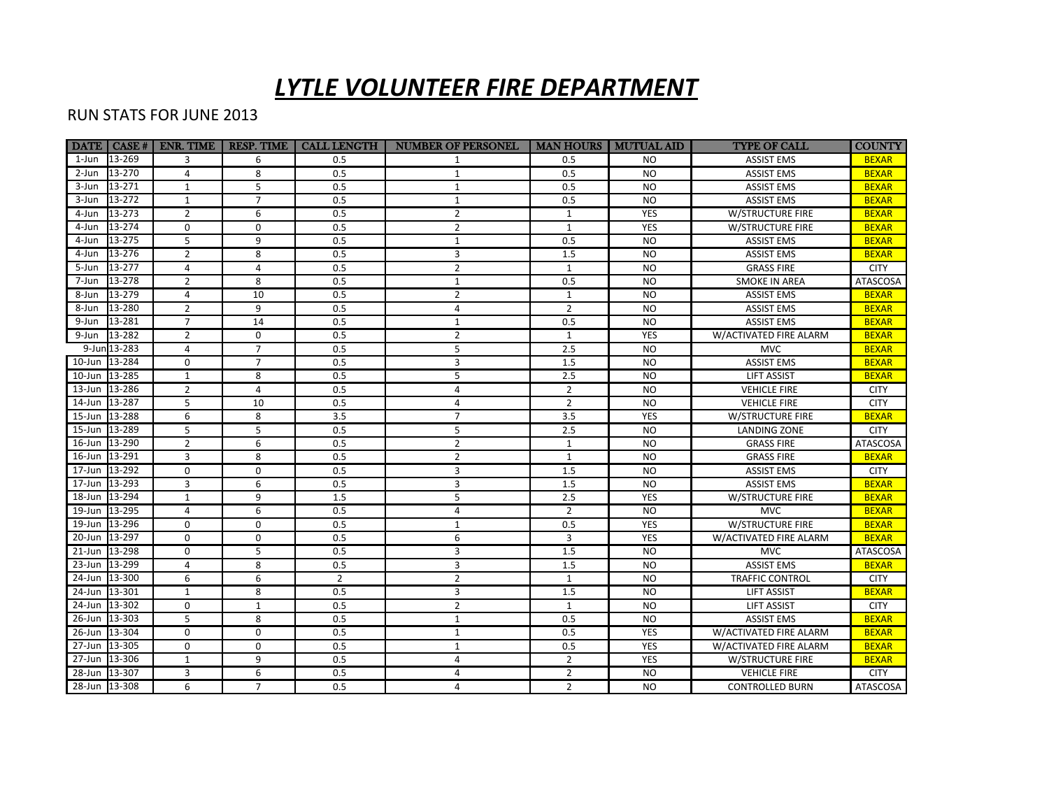# *LYTLE VOLUNTEER FIRE DEPARTMENT*

RUN STATS FOR JUNE 2013

| DATE | CASE # | ENR. TIME | RESP. TIME | CALL LENGTH | NUMBER OF PERSONEL | MAN HOURS | MUTUAL AID | TYPE OF CALL | COUNTY |
|---|---|---|---|---|---|---|---|---|---|
| 1-Jun | 13-269 | 3 | 6 | 0.5 | 1 | 0.5 | NO | ASSIST EMS | BEXAR |
| 2-Jun | 13-270 | 4 | 8 | 0.5 | 1 | 0.5 | NO | ASSIST EMS | BEXAR |
| 3-Jun | 13-271 | 1 | 5 | 0.5 | 1 | 0.5 | NO | ASSIST EMS | BEXAR |
| 3-Jun | 13-272 | 1 | 7 | 0.5 | 1 | 0.5 | NO | ASSIST EMS | BEXAR |
| 4-Jun | 13-273 | 2 | 6 | 0.5 | 2 | 1 | YES | W/STRUCTURE FIRE | BEXAR |
| 4-Jun | 13-274 | 0 | 0 | 0.5 | 2 | 1 | YES | W/STRUCTURE FIRE | BEXAR |
| 4-Jun | 13-275 | 5 | 9 | 0.5 | 1 | 0.5 | NO | ASSIST EMS | BEXAR |
| 4-Jun | 13-276 | 2 | 8 | 0.5 | 3 | 1.5 | NO | ASSIST EMS | BEXAR |
| 5-Jun | 13-277 | 4 | 4 | 0.5 | 2 | 1 | NO | GRASS FIRE | CITY |
| 7-Jun | 13-278 | 2 | 8 | 0.5 | 1 | 0.5 | NO | SMOKE IN AREA | ATASCOSA |
| 8-Jun | 13-279 | 4 | 10 | 0.5 | 2 | 1 | NO | ASSIST EMS | BEXAR |
| 8-Jun | 13-280 | 2 | 9 | 0.5 | 4 | 2 | NO | ASSIST EMS | BEXAR |
| 9-Jun | 13-281 | 7 | 14 | 0.5 | 1 | 0.5 | NO | ASSIST EMS | BEXAR |
| 9-Jun | 13-282 | 2 | 0 | 0.5 | 2 | 1 | YES | W/ACTIVATED FIRE ALARM | BEXAR |
| 9-Jun | 13-283 | 4 | 7 | 0.5 | 5 | 2.5 | NO | MVC | BEXAR |
| 10-Jun | 13-284 | 0 | 7 | 0.5 | 3 | 1.5 | NO | ASSIST EMS | BEXAR |
| 10-Jun | 13-285 | 1 | 8 | 0.5 | 5 | 2.5 | NO | LIFT ASSIST | BEXAR |
| 13-Jun | 13-286 | 2 | 4 | 0.5 | 4 | 2 | NO | VEHICLE FIRE | CITY |
| 14-Jun | 13-287 | 5 | 10 | 0.5 | 4 | 2 | NO | VEHICLE FIRE | CITY |
| 15-Jun | 13-288 | 6 | 8 | 3.5 | 7 | 3.5 | YES | W/STRUCTURE FIRE | BEXAR |
| 15-Jun | 13-289 | 5 | 5 | 0.5 | 5 | 2.5 | NO | LANDING ZONE | CITY |
| 16-Jun | 13-290 | 2 | 6 | 0.5 | 2 | 1 | NO | GRASS FIRE | ATASCOSA |
| 16-Jun | 13-291 | 3 | 8 | 0.5 | 2 | 1 | NO | GRASS FIRE | BEXAR |
| 17-Jun | 13-292 | 0 | 0 | 0.5 | 3 | 1.5 | NO | ASSIST EMS | CITY |
| 17-Jun | 13-293 | 3 | 6 | 0.5 | 3 | 1.5 | NO | ASSIST EMS | BEXAR |
| 18-Jun | 13-294 | 1 | 9 | 1.5 | 5 | 2.5 | YES | W/STRUCTURE FIRE | BEXAR |
| 19-Jun | 13-295 | 4 | 6 | 0.5 | 4 | 2 | NO | MVC | BEXAR |
| 19-Jun | 13-296 | 0 | 0 | 0.5 | 1 | 0.5 | YES | W/STRUCTURE FIRE | BEXAR |
| 20-Jun | 13-297 | 0 | 0 | 0.5 | 6 | 3 | YES | W/ACTIVATED FIRE ALARM | BEXAR |
| 21-Jun | 13-298 | 0 | 5 | 0.5 | 3 | 1.5 | NO | MVC | ATASCOSA |
| 23-Jun | 13-299 | 4 | 8 | 0.5 | 3 | 1.5 | NO | ASSIST EMS | BEXAR |
| 24-Jun | 13-300 | 6 | 6 | 2 | 2 | 1 | NO | TRAFFIC CONTROL | CITY |
| 24-Jun | 13-301 | 1 | 8 | 0.5 | 3 | 1.5 | NO | LIFT ASSIST | BEXAR |
| 24-Jun | 13-302 | 0 | 1 | 0.5 | 2 | 1 | NO | LIFT ASSIST | CITY |
| 26-Jun | 13-303 | 5 | 8 | 0.5 | 1 | 0.5 | NO | ASSIST EMS | BEXAR |
| 26-Jun | 13-304 | 0 | 0 | 0.5 | 1 | 0.5 | YES | W/ACTIVATED FIRE ALARM | BEXAR |
| 27-Jun | 13-305 | 0 | 0 | 0.5 | 1 | 0.5 | YES | W/ACTIVATED FIRE ALARM | BEXAR |
| 27-Jun | 13-306 | 1 | 9 | 0.5 | 4 | 2 | YES | W/STRUCTURE FIRE | BEXAR |
| 28-Jun | 13-307 | 3 | 6 | 0.5 | 4 | 2 | NO | VEHICLE FIRE | CITY |
| 28-Jun | 13-308 | 6 | 7 | 0.5 | 4 | 2 | NO | CONTROLLED BURN | ATASCOSA |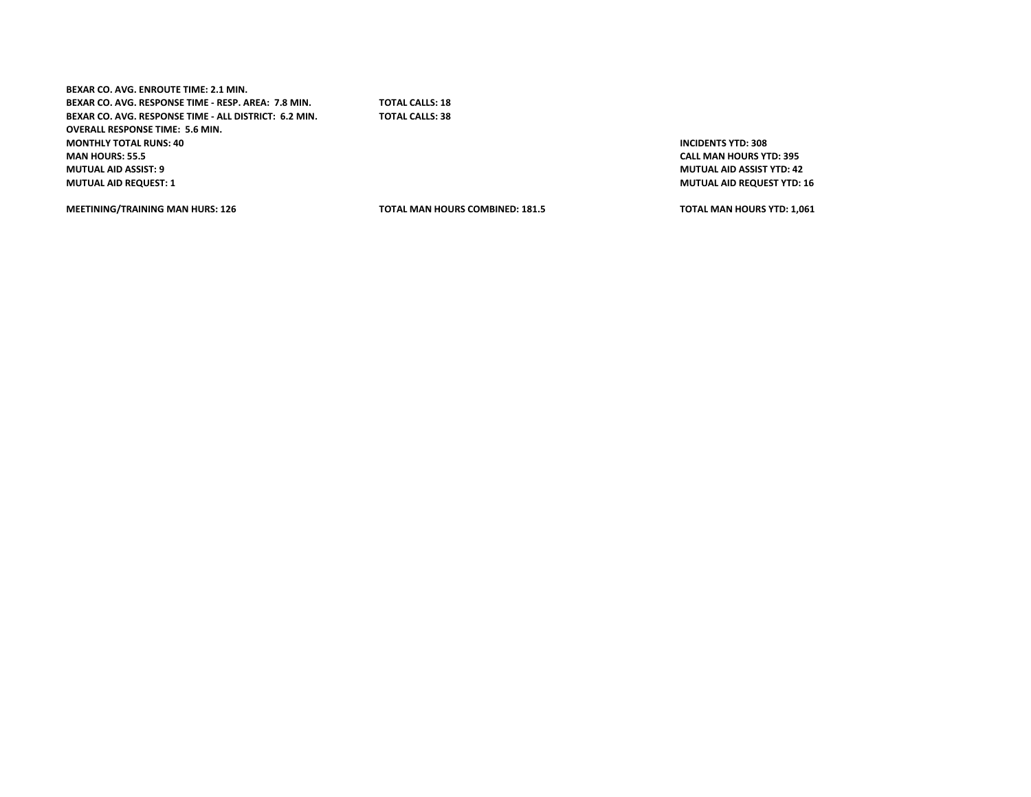**BEXAR CO. AVG. ENROUTE TIME: 2.1 MIN.**

**BEXAR CO. AVG. RESPONSE TIME - RESP. AREA: 7.8 MIN.** **TOTAL CALLS: 18**

**BEXAR CO. AVG. RESPONSE TIME - ALL DISTRICT: 6.2 MIN.** **TOTAL CALLS: 38**

**OVERALL RESPONSE TIME: 5.6 MIN.**

**MONTHLY TOTAL RUNS: 40**

**MAN HOURS: 55.5**

**MUTUAL AID ASSIST: 9**

**MUTUAL AID REQUEST: 1**

**INCIDENTS YTD: 308**

**CALL MAN HOURS YTD: 395**

**MUTUAL AID ASSIST YTD: 42**

**MUTUAL AID REQUEST YTD: 16**

**MEETINING/TRAINING MAN HURS: 126**

**TOTAL MAN HOURS COMBINED: 181.5**

**TOTAL MAN HOURS YTD: 1,061**